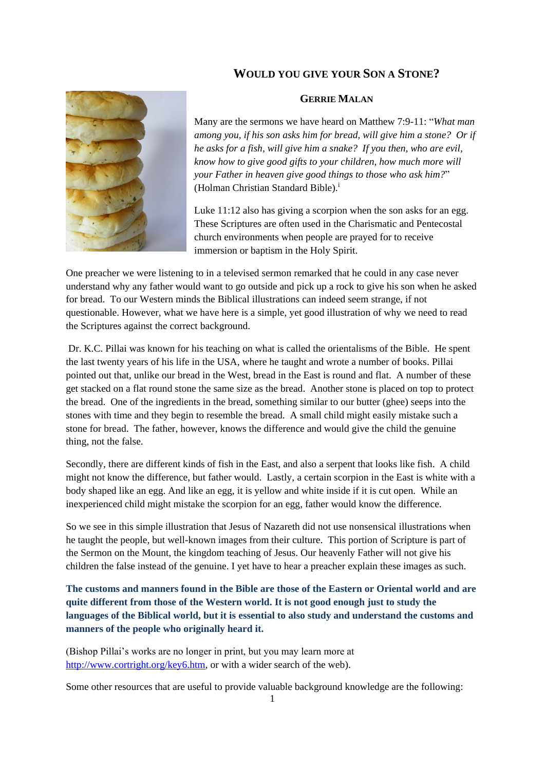# WOULD YOU GIVE YOUR SON A STONE?

**GERRIE MALAN**

Many are the sermons we have heard on Matthew 7:9-11: "*What man among you, if his son asks him for bread, will give him a stone? Or if he asks for a fish, will give him a snake? If you then, who are evil, know how to give good gifts to your children, how much more will your Father in heaven give good things to those who ask him?*" (Holman Christian Standard Bible).[i]

Luke 11:12 also has giving a scorpion when the son asks for an egg. These Scriptures are often used in the Charismatic and Pentecostal church environments when people are prayed for to receive immersion or baptism in the Holy Spirit.

One preacher we were listening to in a televised sermon remarked that he could in any case never understand why any father would want to go outside and pick up a rock to give his son when he asked for bread. To our Western minds the Biblical illustrations can indeed seem strange, if not questionable. However, what we have here is a simple, yet good illustration of why we need to read the Scriptures against the correct background.

Dr. K.C. Pillai was known for his teaching on what is called the orientalisms of the Bible. He spent the last twenty years of his life in the USA, where he taught and wrote a number of books. Pillai pointed out that, unlike our bread in the West, bread in the East is round and flat. A number of these get stacked on a flat round stone the same size as the bread. Another stone is placed on top to protect the bread. One of the ingredients in the bread, something similar to our butter (ghee) seeps into the stones with time and they begin to resemble the bread. A small child might easily mistake such a stone for bread. The father, however, knows the difference and would give the child the genuine thing, not the false.

Secondly, there are different kinds of fish in the East, and also a serpent that looks like fish. A child might not know the difference, but father would. Lastly, a certain scorpion in the East is white with a body shaped like an egg. And like an egg, it is yellow and white inside if it is cut open. While an inexperienced child might mistake the scorpion for an egg, father would know the difference.

So we see in this simple illustration that Jesus of Nazareth did not use nonsensical illustrations when he taught the people, but well-known images from their culture. This portion of Scripture is part of the Sermon on the Mount, the kingdom teaching of Jesus. Our heavenly Father will not give his children the false instead of the genuine. I yet have to hear a preacher explain these images as such.

**The customs and manners found in the Bible are those of the Eastern or Oriental world and are quite different from those of the Western world. It is not good enough just to study the languages of the Biblical world, but it is essential to also study and understand the customs and manners of the people who originally heard it.**

(Bishop Pillai's works are no longer in print, but you may learn more at http://www.cortright.org/key6.htm, or with a wider search of the web).

Some other resources that are useful to provide valuable background knowledge are the following: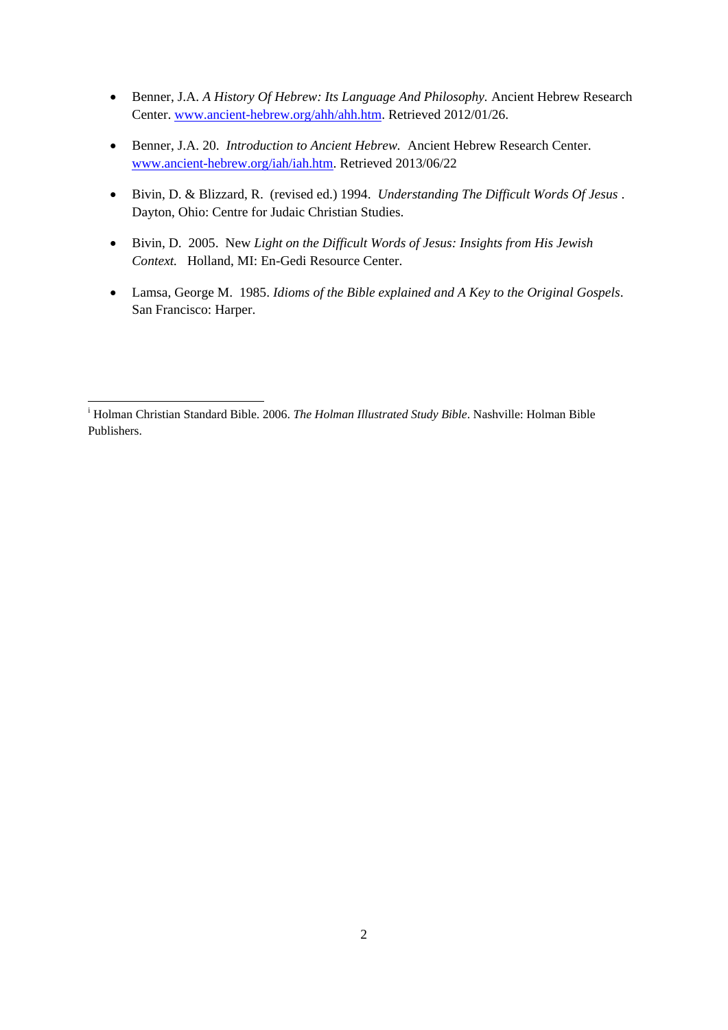- Benner, J.A. *A History Of Hebrew: Its Language And Philosophy.* Ancient Hebrew Research Center. www.ancient-hebrew.org/ahh/ahh.htm. Retrieved 2012/01/26.

- Benner, J.A. 20. *Introduction to Ancient Hebrew.* Ancient Hebrew Research Center. www.ancient-hebrew.org/iah/iah.htm. Retrieved 2013/06/22

- Bivin, D. & Blizzard, R. (revised ed.) 1994. *Understanding The Difficult Words Of Jesus* . Dayton, Ohio: Centre for Judaic Christian Studies.

- Bivin, D. 2005. New *Light on the Difficult Words of Jesus: Insights from His Jewish Context.* Holland, MI: En-Gedi Resource Center.

- Lamsa, George M. 1985. *Idioms of the Bible explained and A Key to the Original Gospels*. San Francisco: Harper.

---

[i] Holman Christian Standard Bible. 2006. *The Holman Illustrated Study Bible*. Nashville: Holman Bible Publishers.